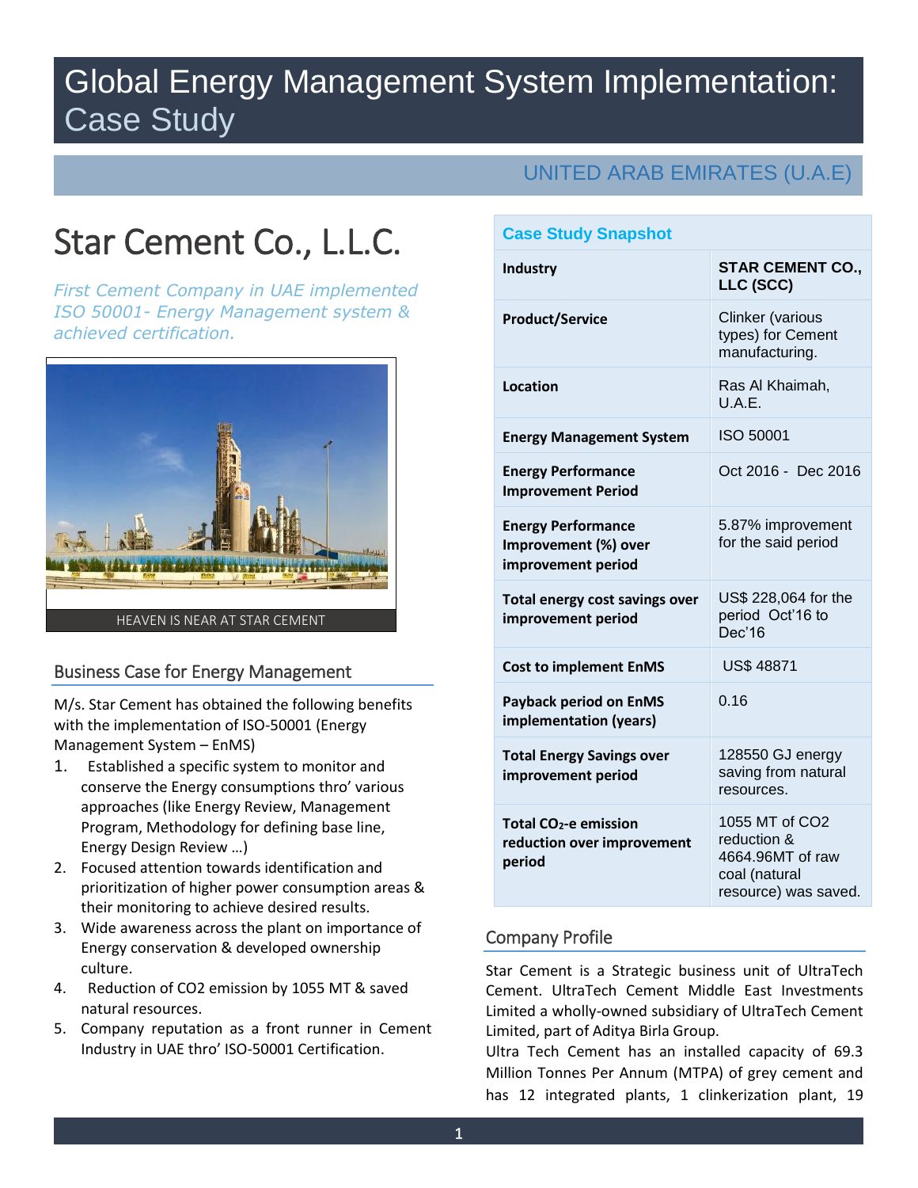# Global Energy Management System Implementation: Case Study

UNITED ARAB EMIRATES (U.A.E)

# Star Cement Co., L.L.C.

*First Cement Company in UAE implemented ISO 50001- Energy Management system & achieved certification.*

HEAVEN IS NEAR AT STAR CEMENT

## Business Case for Energy Management

M/s. Star Cement has obtained the following benefits with the implementation of ISO-50001 (Energy Management System – EnMS)

1. Established a specific system to monitor and conserve the Energy consumptions thro' various approaches (like Energy Review, Management Program, Methodology for defining base line, Energy Design Review …)
2. Focused attention towards identification and prioritization of higher power consumption areas & their monitoring to achieve desired results.
3. Wide awareness across the plant on importance of Energy conservation & developed ownership culture.
4. Reduction of CO2 emission by 1055 MT & saved natural resources.
5. Company reputation as a front runner in Cement Industry in UAE thro' ISO-50001 Certification.

### Case Study Snapshot

| | |
|---|---|
| **Industry** | **STAR CEMENT CO., LLC (SCC)** |
| **Product/Service** | Clinker (various types) for Cement manufacturing. |
| **Location** | Ras Al Khaimah, U.A.E. |
| **Energy Management System** | ISO 50001 |
| **Energy Performance Improvement Period** | Oct 2016 - Dec 2016 |
| **Energy Performance Improvement (%) over improvement period** | 5.87% improvement for the said period |
| **Total energy cost savings over improvement period** | US$ 228,064 for the period Oct'16 to Dec'16 |
| **Cost to implement EnMS** | US$ 48871 |
| **Payback period on EnMS implementation (years)** | 0.16 |
| **Total Energy Savings over improvement period** | 128550 GJ energy saving from natural resources. |
| **Total $CO_2$-e emission reduction over improvement period** | 1055 MT of CO2 reduction & 4664.96MT of raw coal (natural resource) was saved. |

## Company Profile

Star Cement is a Strategic business unit of UltraTech Cement. UltraTech Cement Middle East Investments Limited a wholly-owned subsidiary of UltraTech Cement Limited, part of Aditya Birla Group.

Ultra Tech Cement has an installed capacity of 69.3 Million Tonnes Per Annum (MTPA) of grey cement and has 12 integrated plants, 1 clinkerization plant, 19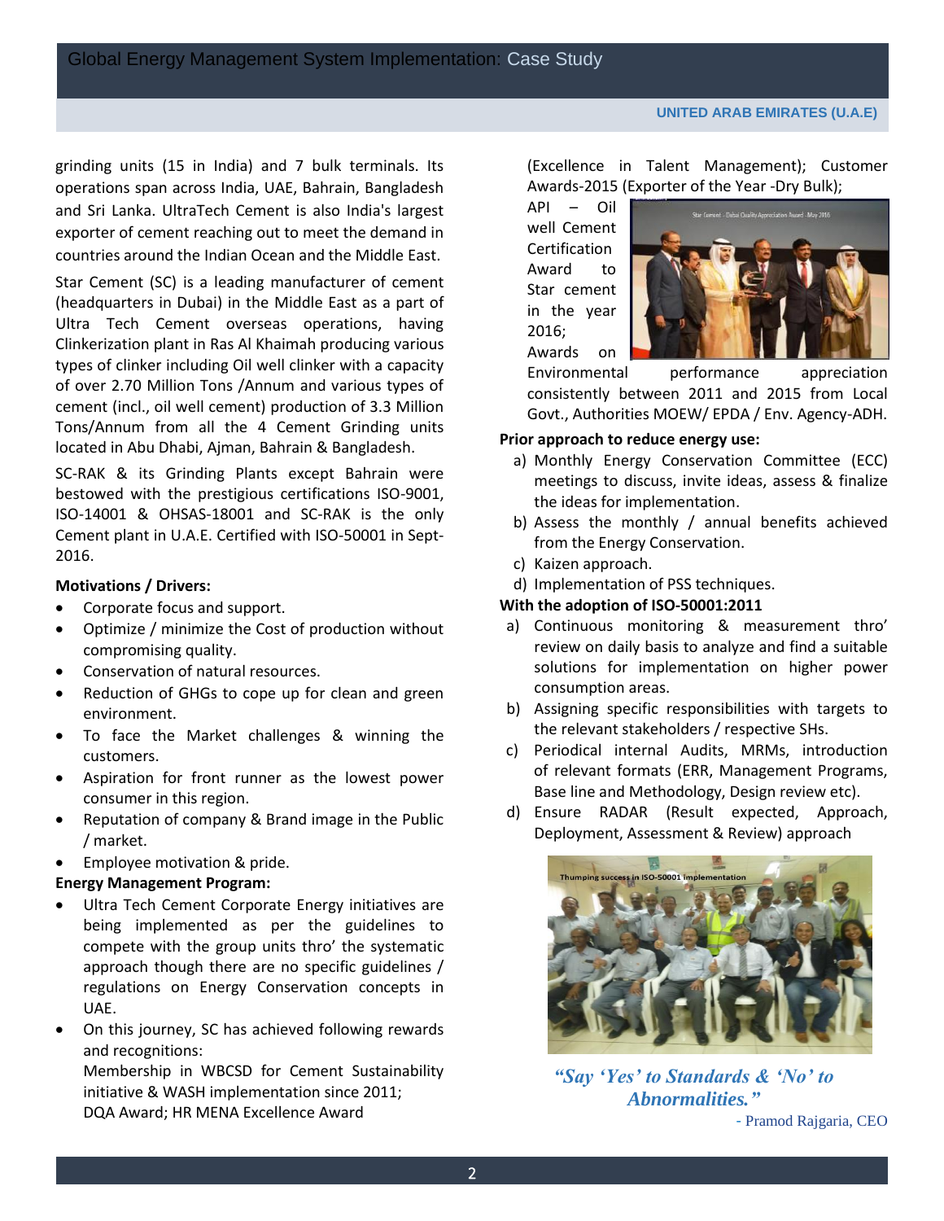grinding units (15 in India) and 7 bulk terminals. Its operations span across India, UAE, Bahrain, Bangladesh and Sri Lanka. UltraTech Cement is also India's largest exporter of cement reaching out to meet the demand in countries around the Indian Ocean and the Middle East.

Star Cement (SC) is a leading manufacturer of cement (headquarters in Dubai) in the Middle East as a part of Ultra Tech Cement overseas operations, having Clinkerization plant in Ras Al Khaimah producing various types of clinker including Oil well clinker with a capacity of over 2.70 Million Tons /Annum and various types of cement (incl., oil well cement) production of 3.3 Million Tons/Annum from all the 4 Cement Grinding units located in Abu Dhabi, Ajman, Bahrain & Bangladesh.

SC-RAK & its Grinding Plants except Bahrain were bestowed with the prestigious certifications ISO-9001, ISO-14001 & OHSAS-18001 and SC-RAK is the only Cement plant in U.A.E. Certified with ISO-50001 in Sept-2016.

**Motivations / Drivers:**

- Corporate focus and support.
- Optimize / minimize the Cost of production without compromising quality.
- Conservation of natural resources.
- Reduction of GHGs to cope up for clean and green environment.
- To face the Market challenges & winning the customers.
- Aspiration for front runner as the lowest power consumer in this region.
- Reputation of company & Brand image in the Public / market.
- Employee motivation & pride.

**Energy Management Program:**

- Ultra Tech Cement Corporate Energy initiatives are being implemented as per the guidelines to compete with the group units thro' the systematic approach though there are no specific guidelines / regulations on Energy Conservation concepts in UAE.
- On this journey, SC has achieved following rewards and recognitions:
  Membership in WBCSD for Cement Sustainability initiative & WASH implementation since 2011; DQA Award; HR MENA Excellence Award (Excellence in Talent Management); Customer Awards-2015 (Exporter of the Year -Dry Bulk); API – Oil well Cement Certification Award to Star cement in the year 2016; Awards on Environmental performance appreciation consistently between 2011 and 2015 from Local Govt., Authorities MOEW/ EPDA / Env. Agency-ADH.

Star Cement - Dubai Quality Appreciation Award - May 2016

**Prior approach to reduce energy use:**

a) Monthly Energy Conservation Committee (ECC) meetings to discuss, invite ideas, assess & finalize the ideas for implementation.
b) Assess the monthly / annual benefits achieved from the Energy Conservation.
c) Kaizen approach.
d) Implementation of PSS techniques.

**With the adoption of ISO-50001:2011**

a) Continuous monitoring & measurement thro' review on daily basis to analyze and find a suitable solutions for implementation on higher power consumption areas.
b) Assigning specific responsibilities with targets to the relevant stakeholders / respective SHs.
c) Periodical internal Audits, MRMs, introduction of relevant formats (ERR, Management Programs, Base line and Methodology, Design review etc).
d) Ensure RADAR (Result expected, Approach, Deployment, Assessment & Review) approach

Thumping success in ISO-50001 implementation

*"Say 'Yes' to Standards & 'No' to Abnormalities."*

\- Pramod Rajgaria, CEO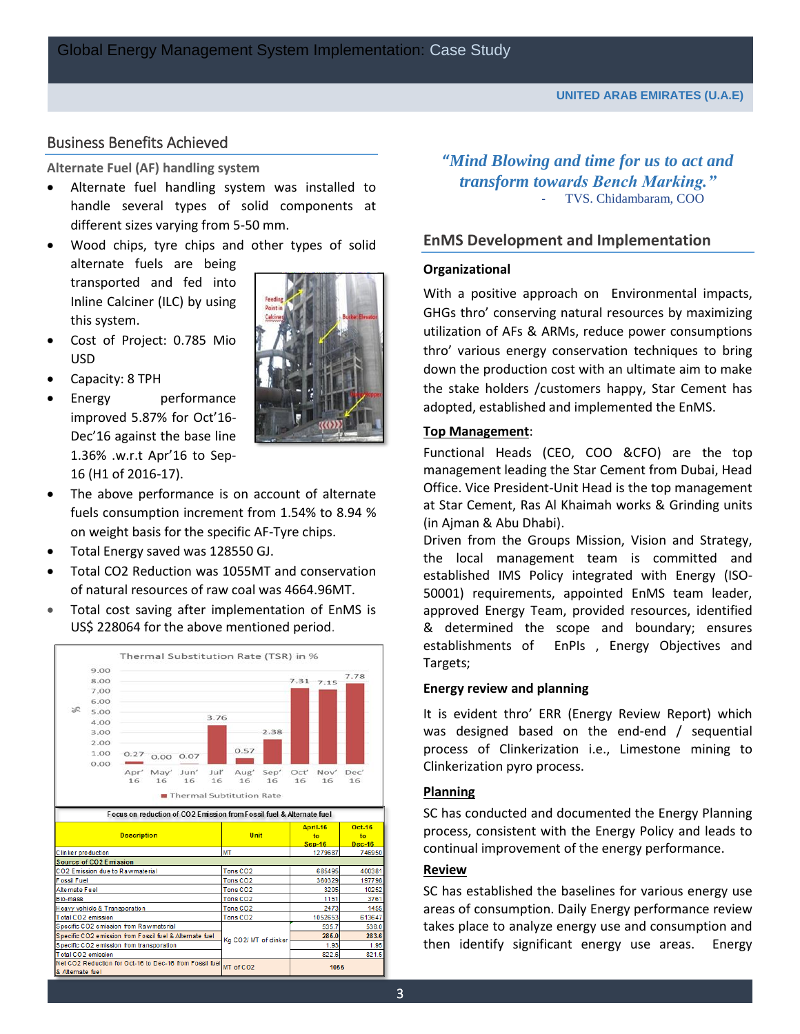## Business Benefits Achieved

**Alternate Fuel (AF) handling system**

- Alternate fuel handling system was installed to handle several types of solid components at different sizes varying from 5-50 mm.
- Wood chips, tyre chips and other types of solid alternate fuels are being transported and fed into Inline Calciner (ILC) by using this system.
- Cost of Project: 0.785 Mio USD
- Capacity: 8 TPH
- Energy performance improved 5.87% for Oct'16-Dec'16 against the base line 1.36% .w.r.t Apr'16 to Sep-16 (H1 of 2016-17).
- The above performance is on account of alternate fuels consumption increment from 1.54% to 8.94 % on weight basis for the specific AF-Tyre chips.
- Total Energy saved was 128550 GJ.
- Total CO2 Reduction was 1055MT and conservation of natural resources of raw coal was 4664.96MT.
- Total cost saving after implementation of EnMS is US$ 228064 for the above mentioned period.

Thermal Substitution Rate (TSR) in %

| Month | Apr' 16 | May' 16 | Jun' 16 | Jul' 16 | Aug' 16 | Sep' 16 | Oct' 16 | Nov' 16 | Dec' 16 |
|---|---|---|---|---|---|---|---|---|---|
| Thermal Subtitution Rate | 0.27 | 0.00 | 0.07 | 3.76 | 0.57 | 2.38 | 7.31 | 7.15 | 7.78 |

Focus on reduction of CO2 Emission from Fossil fuel & Alternate fuel

| Description | Unit | April-16 to Sep-16 | Oct-16 to Dec-16 |
|---|---|---|---|
| Clinker production | MT | 1279687 | 746950 |
| Source of CO2 Emission | | | |
| CO2 Emission due to Rawmaterial | Tons CO2 | 685495 | 400381 |
| Fossil Fuel | Tons CO2 | 360329 | 197798 |
| Alternate Fuel | Tons CO2 | 3205 | 10252 |
| Bio-mass | Tons CO2 | 1151 | 3761 |
| Heavy vehicle & Transporation | Tons CO2 | 2473 | 1455 |
| Total CO2 emission | Tons CO2 | 1052653 | 613647 |
| Specific CO2 emission from Rawmaterial | Kg CO2/ MT of clinker | 535.7 | 536.0 |
| Specific CO2 emission from Fossil fuel & Alternate fuel | | 285.0 | 283.6 |
| Specific CO2 emission from transporation | | 1.93 | 1.95 |
| Total CO2 emission | | 822.6 | 821.5 |
| Net CO2 Reduction for Oct-16 to Dec-16 from Fossil fuel & Alternate fuel | MT of CO2 | 1055 | |

*"Mind Blowing and time for us to act and transform towards Bench Marking."*
- TVS. Chidambaram, COO

## EnMS Development and Implementation

**Organizational**

With a positive approach on Environmental impacts, GHGs thro' conserving natural resources by maximizing utilization of AFs & ARMs, reduce power consumptions thro' various energy conservation techniques to bring down the production cost with an ultimate aim to make the stake holders /customers happy, Star Cement has adopted, established and implemented the EnMS.

**Top Management:**

Functional Heads (CEO, COO &CFO) are the top management leading the Star Cement from Dubai, Head Office. Vice President-Unit Head is the top management at Star Cement, Ras Al Khaimah works & Grinding units (in Ajman & Abu Dhabi).

Driven from the Groups Mission, Vision and Strategy, the local management team is committed and established IMS Policy integrated with Energy (ISO-50001) requirements, appointed EnMS team leader, approved Energy Team, provided resources, identified & determined the scope and boundary; ensures establishments of EnPIs , Energy Objectives and Targets;

**Energy review and planning**

It is evident thro' ERR (Energy Review Report) which was designed based on the end-end / sequential process of Clinkerization i.e., Limestone mining to Clinkerization pyro process.

**Planning**

SC has conducted and documented the Energy Planning process, consistent with the Energy Policy and leads to continual improvement of the energy performance.

**Review**

SC has established the baselines for various energy use areas of consumption. Daily Energy performance review takes place to analyze energy use and consumption and then identify significant energy use areas. Energy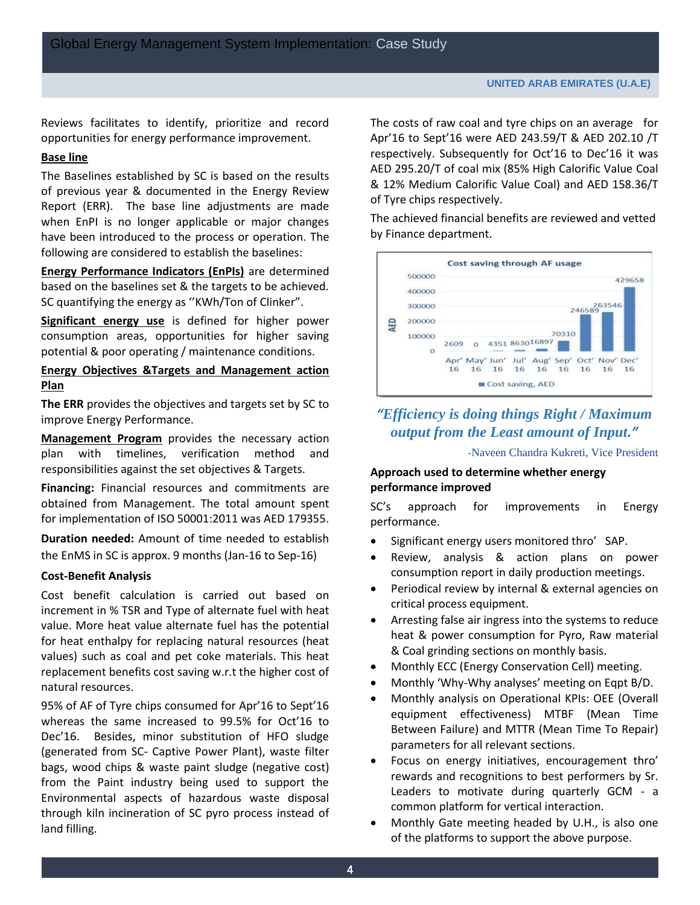Reviews facilitates to identify, prioritize and record opportunities for energy performance improvement.

**Base line**

The Baselines established by SC is based on the results of previous year & documented in the Energy Review Report (ERR). The base line adjustments are made when EnPI is no longer applicable or major changes have been introduced to the process or operation. The following are considered to establish the baselines:

**Energy Performance Indicators (EnPIs)** are determined based on the baselines set & the targets to be achieved. SC quantifying the energy as ''KWh/Ton of Clinker".

**Significant energy use** is defined for higher power consumption areas, opportunities for higher saving potential & poor operating / maintenance conditions.

**Energy Objectives &Targets and Management action Plan**

**The ERR** provides the objectives and targets set by SC to improve Energy Performance.

**Management Program** provides the necessary action plan with timelines, verification method and responsibilities against the set objectives & Targets.

**Financing:** Financial resources and commitments are obtained from Management. The total amount spent for implementation of ISO 50001:2011 was AED 179355.

**Duration needed:** Amount of time needed to establish the EnMS in SC is approx. 9 months (Jan-16 to Sep-16)

**Cost-Benefit Analysis**

Cost benefit calculation is carried out based on increment in % TSR and Type of alternate fuel with heat value. More heat value alternate fuel has the potential for heat enthalpy for replacing natural resources (heat values) such as coal and pet coke materials. This heat replacement benefits cost saving w.r.t the higher cost of natural resources.

95% of AF of Tyre chips consumed for Apr'16 to Sept'16 whereas the same increased to 99.5% for Oct'16 to Dec'16. Besides, minor substitution of HFO sludge (generated from SC- Captive Power Plant), waste filter bags, wood chips & waste paint sludge (negative cost) from the Paint industry being used to support the Environmental aspects of hazardous waste disposal through kiln incineration of SC pyro process instead of land filling.

The costs of raw coal and tyre chips on an average for Apr'16 to Sept'16 were AED 243.59/T & AED 202.10 /T respectively. Subsequently for Oct'16 to Dec'16 it was AED 295.20/T of coal mix (85% High Calorific Value Coal & 12% Medium Calorific Value Coal) and AED 158.36/T of Tyre chips respectively.

The achieved financial benefits are reviewed and vetted by Finance department.

**Cost saving through AF usage**

| Month | Cost saving, AED |
|---|---|
| Apr' 16 | 2609 |
| May' 16 | 0 |
| Jun' 16 | 4351 |
| Jul' 16 | 8630 |
| Aug' 16 | 16897 |
| Sep' 16 | 70310 |
| Oct' 16 | 246589 |
| Nov' 16 | 263546 |
| Dec' 16 | 429658 |

*"Efficiency is doing things Right / Maximum output from the Least amount of Input."*

-Naveen Chandra Kukreti, Vice President

**Approach used to determine whether energy performance improved**

SC's approach for improvements in Energy performance.

- Significant energy users monitored thro' SAP.
- Review, analysis & action plans on power consumption report in daily production meetings.
- Periodical review by internal & external agencies on critical process equipment.
- Arresting false air ingress into the systems to reduce heat & power consumption for Pyro, Raw material & Coal grinding sections on monthly basis.
- Monthly ECC (Energy Conservation Cell) meeting.
- Monthly 'Why-Why analyses' meeting on Eqpt B/D.
- Monthly analysis on Operational KPIs: OEE (Overall equipment effectiveness) MTBF (Mean Time Between Failure) and MTTR (Mean Time To Repair) parameters for all relevant sections.
- Focus on energy initiatives, encouragement thro' rewards and recognitions to best performers by Sr. Leaders to motivate during quarterly GCM - a common platform for vertical interaction.
- Monthly Gate meeting headed by U.H., is also one of the platforms to support the above purpose.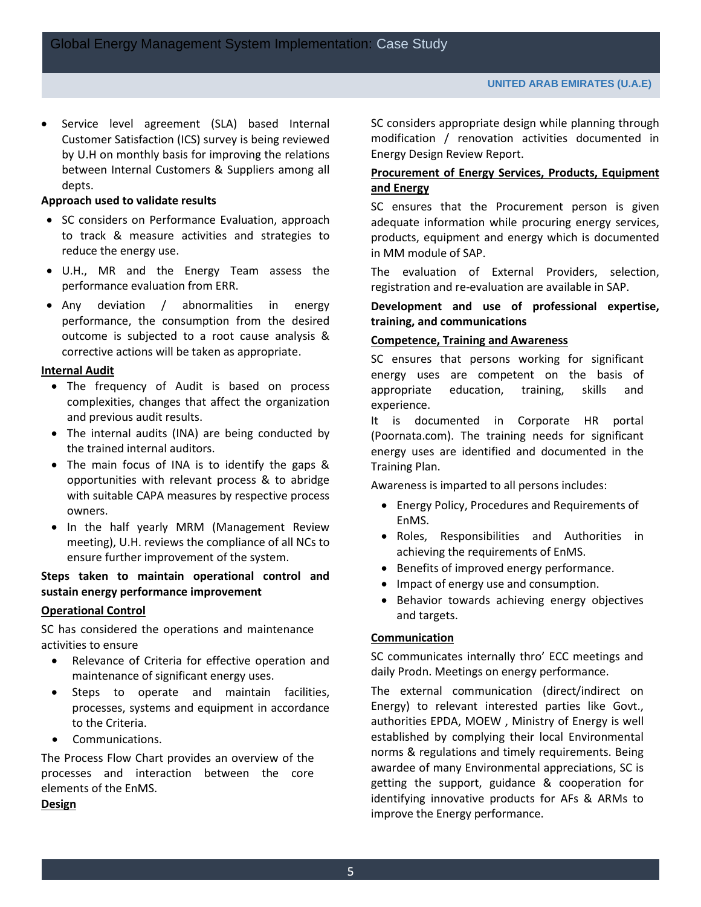- Service level agreement (SLA) based Internal Customer Satisfaction (ICS) survey is being reviewed by U.H on monthly basis for improving the relations between Internal Customers & Suppliers among all depts.

**Approach used to validate results**

- SC considers on Performance Evaluation, approach to track & measure activities and strategies to reduce the energy use.
- U.H., MR and the Energy Team assess the performance evaluation from ERR.
- Any deviation / abnormalities in energy performance, the consumption from the desired outcome is subjected to a root cause analysis & corrective actions will be taken as appropriate.

**Internal Audit**

- The frequency of Audit is based on process complexities, changes that affect the organization and previous audit results.
- The internal audits (INA) are being conducted by the trained internal auditors.
- The main focus of INA is to identify the gaps & opportunities with relevant process & to abridge with suitable CAPA measures by respective process owners.
- In the half yearly MRM (Management Review meeting), U.H. reviews the compliance of all NCs to ensure further improvement of the system.

**Steps taken to maintain operational control and sustain energy performance improvement**

**Operational Control**

SC has considered the operations and maintenance activities to ensure

- Relevance of Criteria for effective operation and maintenance of significant energy uses.
- Steps to operate and maintain facilities, processes, systems and equipment in accordance to the Criteria.
- Communications.

The Process Flow Chart provides an overview of the processes and interaction between the core elements of the EnMS.

**Design**

SC considers appropriate design while planning through modification / renovation activities documented in Energy Design Review Report.

**Procurement of Energy Services, Products, Equipment and Energy**

SC ensures that the Procurement person is given adequate information while procuring energy services, products, equipment and energy which is documented in MM module of SAP.

The evaluation of External Providers, selection, registration and re-evaluation are available in SAP.

**Development and use of professional expertise, training, and communications**

**Competence, Training and Awareness**

SC ensures that persons working for significant energy uses are competent on the basis of appropriate education, training, skills and experience.

It is documented in Corporate HR portal (Poornata.com). The training needs for significant energy uses are identified and documented in the Training Plan.

Awareness is imparted to all persons includes:

- Energy Policy, Procedures and Requirements of EnMS.
- Roles, Responsibilities and Authorities in achieving the requirements of EnMS.
- Benefits of improved energy performance.
- Impact of energy use and consumption.
- Behavior towards achieving energy objectives and targets.

**Communication**

SC communicates internally thro' ECC meetings and daily Prodn. Meetings on energy performance.

The external communication (direct/indirect on Energy) to relevant interested parties like Govt., authorities EPDA, MOEW , Ministry of Energy is well established by complying their local Environmental norms & regulations and timely requirements. Being awardee of many Environmental appreciations, SC is getting the support, guidance & cooperation for identifying innovative products for AFs & ARMs to improve the Energy performance.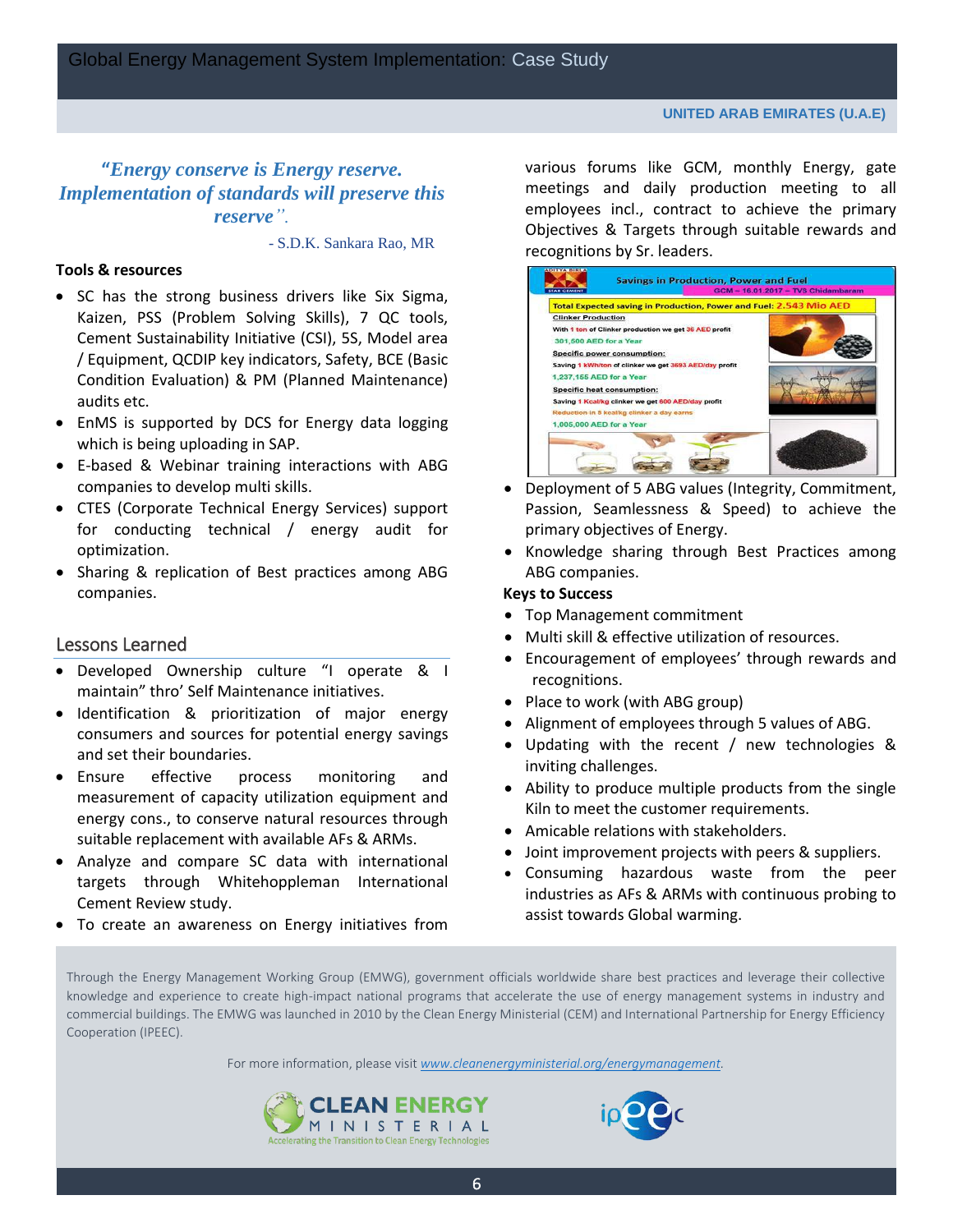*"Energy conserve is Energy reserve. Implementation of standards will preserve this reserve".*

- S.D.K. Sankara Rao, MR

**Tools & resources**

- SC has the strong business drivers like Six Sigma, Kaizen, PSS (Problem Solving Skills), 7 QC tools, Cement Sustainability Initiative (CSI), 5S, Model area / Equipment, QCDIP key indicators, Safety, BCE (Basic Condition Evaluation) & PM (Planned Maintenance) audits etc.
- EnMS is supported by DCS for Energy data logging which is being uploading in SAP.
- E-based & Webinar training interactions with ABG companies to develop multi skills.
- CTES (Corporate Technical Energy Services) support for conducting technical / energy audit for optimization.
- Sharing & replication of Best practices among ABG companies.

## Lessons Learned

- Developed Ownership culture "I operate & I maintain" thro' Self Maintenance initiatives.
- Identification & prioritization of major energy consumers and sources for potential energy savings and set their boundaries.
- Ensure effective process monitoring and measurement of capacity utilization equipment and energy cons., to conserve natural resources through suitable replacement with available AFs & ARMs.
- Analyze and compare SC data with international targets through Whitehoppleman International Cement Review study.
- To create an awareness on Energy initiatives from various forums like GCM, monthly Energy, gate meetings and daily production meeting to all employees incl., contract to achieve the primary Objectives & Targets through suitable rewards and recognitions by Sr. leaders.

Savings in Production, Power and Fuel
GCM – 16.01.2017 – TVS Chidambaram
Total Expected saving in Production, Power and Fuel: 2.543 Mio AED
Clinker Production
With 1 ton of Clinker production we get 36 AED profit
301,500 AED for a Year
Specific power consumption:
Saving 1 kWh/ton of clinker we get 3693 AED/day profit
1,237,155 AED for a Year
Specific heat consumption:
Saving 1 Kcal/kg clinker we get 600 AED/day profit
Reduction in 5 kcal/kg clinker a day earns
1,005,000 AED for a Year

- Deployment of 5 ABG values (Integrity, Commitment, Passion, Seamlessness & Speed) to achieve the primary objectives of Energy.
- Knowledge sharing through Best Practices among ABG companies.

**Keys to Success**

- Top Management commitment
- Multi skill & effective utilization of resources.
- Encouragement of employees' through rewards and recognitions.
- Place to work (with ABG group)
- Alignment of employees through 5 values of ABG.
- Updating with the recent / new technologies & inviting challenges.
- Ability to produce multiple products from the single Kiln to meet the customer requirements.
- Amicable relations with stakeholders.
- Joint improvement projects with peers & suppliers.
- Consuming hazardous waste from the peer industries as AFs & ARMs with continuous probing to assist towards Global warming.

Through the Energy Management Working Group (EMWG), government officials worldwide share best practices and leverage their collective knowledge and experience to create high-impact national programs that accelerate the use of energy management systems in industry and commercial buildings. The EMWG was launched in 2010 by the Clean Energy Ministerial (CEM) and International Partnership for Energy Efficiency Cooperation (IPEEC).

For more information, please visit *www.cleanenergyministerial.org/energymanagement*.

CLEAN ENERGY MINISTERIAL
Accelerating the Transition to Clean Energy Technologies

ipeec